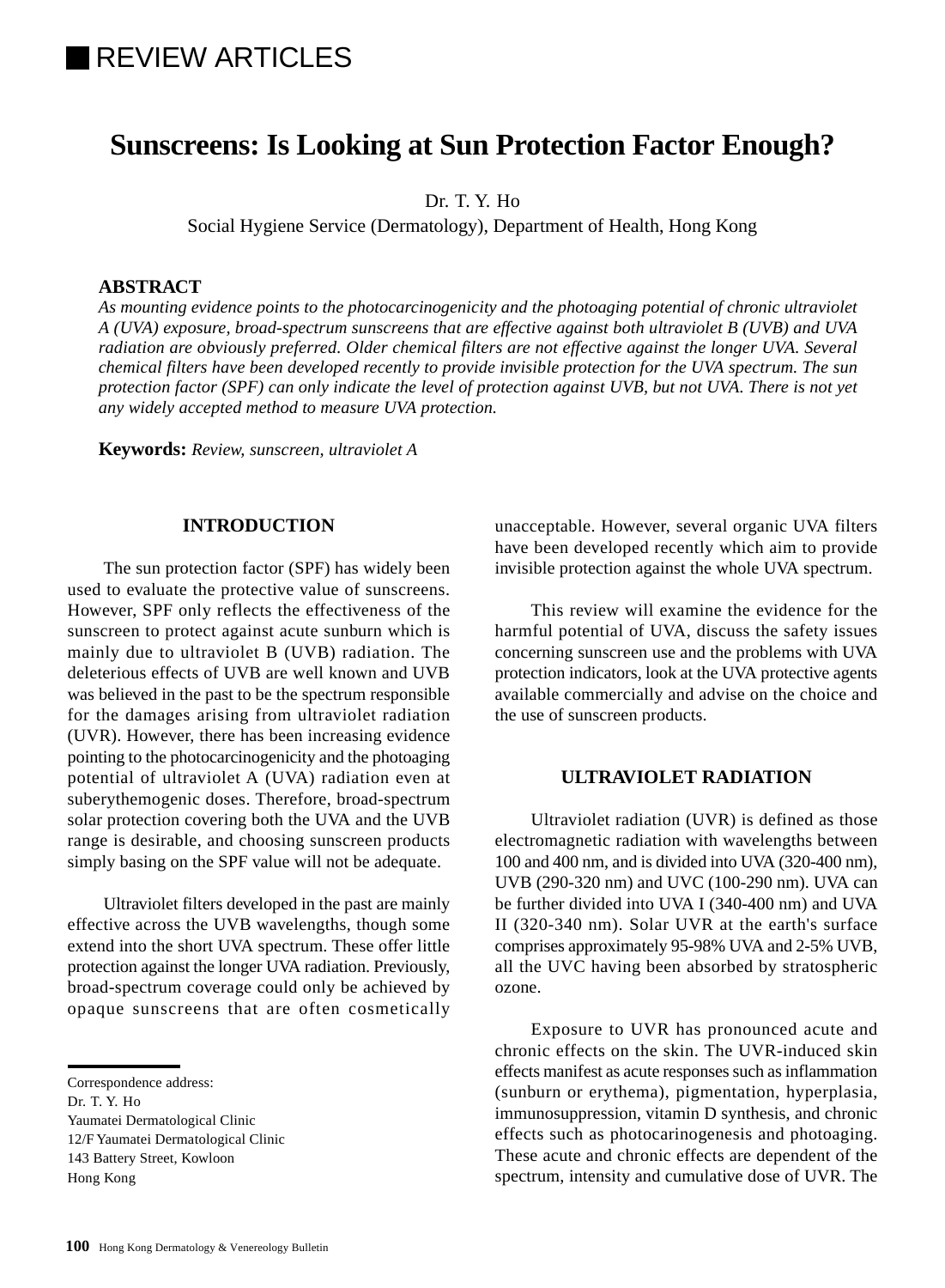REVIEW ARTICLES

# Sunscreens: Is Looking at Sun Protection Factor Enough?

Dr. T. Y. Ho
Social Hygiene Service (Dermatology), Department of Health, Hong Kong

**ABSTRACT**

*As mounting evidence points to the photocarcinogenicity and the photoaging potential of chronic ultraviolet A (UVA) exposure, broad-spectrum sunscreens that are effective against both ultraviolet B (UVB) and UVA radiation are obviously preferred. Older chemical filters are not effective against the longer UVA. Several chemical filters have been developed recently to provide invisible protection for the UVA spectrum. The sun protection factor (SPF) can only indicate the level of protection against UVB, but not UVA. There is not yet any widely accepted method to measure UVA protection.*

**Keywords:** *Review, sunscreen, ultraviolet A*

## INTRODUCTION

The sun protection factor (SPF) has widely been used to evaluate the protective value of sunscreens. However, SPF only reflects the effectiveness of the sunscreen to protect against acute sunburn which is mainly due to ultraviolet B (UVB) radiation. The deleterious effects of UVB are well known and UVB was believed in the past to be the spectrum responsible for the damages arising from ultraviolet radiation (UVR). However, there has been increasing evidence pointing to the photocarcinogenicity and the photoaging potential of ultraviolet A (UVA) radiation even at suberythemogenic doses. Therefore, broad-spectrum solar protection covering both the UVA and the UVB range is desirable, and choosing sunscreen products simply basing on the SPF value will not be adequate.

Ultraviolet filters developed in the past are mainly effective across the UVB wavelengths, though some extend into the short UVA spectrum. These offer little protection against the longer UVA radiation. Previously, broad-spectrum coverage could only be achieved by opaque sunscreens that are often cosmetically unacceptable. However, several organic UVA filters have been developed recently which aim to provide invisible protection against the whole UVA spectrum.

This review will examine the evidence for the harmful potential of UVA, discuss the safety issues concerning sunscreen use and the problems with UVA protection indicators, look at the UVA protective agents available commercially and advise on the choice and the use of sunscreen products.

## ULTRAVIOLET RADIATION

Ultraviolet radiation (UVR) is defined as those electromagnetic radiation with wavelengths between 100 and 400 nm, and is divided into UVA (320-400 nm), UVB (290-320 nm) and UVC (100-290 nm). UVA can be further divided into UVA I (340-400 nm) and UVA II (320-340 nm). Solar UVR at the earth's surface comprises approximately 95-98% UVA and 2-5% UVB, all the UVC having been absorbed by stratospheric ozone.

Exposure to UVR has pronounced acute and chronic effects on the skin. The UVR-induced skin effects manifest as acute responses such as inflammation (sunburn or erythema), pigmentation, hyperplasia, immunosuppression, vitamin D synthesis, and chronic effects such as photocarcinogenesis and photoaging. These acute and chronic effects are dependent of the spectrum, intensity and cumulative dose of UVR. The

Correspondence address:
Dr. T. Y. Ho
Yaumatei Dermatological Clinic
12/F Yaumatei Dermatological Clinic
143 Battery Street, Kowloon
Hong Kong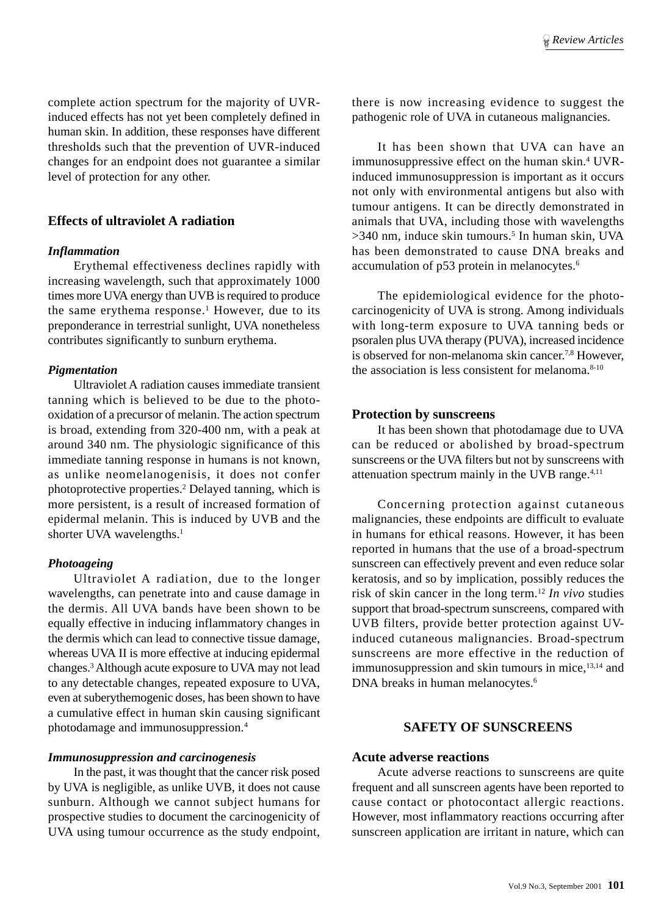complete action spectrum for the majority of UVR-induced effects has not yet been completely defined in human skin. In addition, these responses have different thresholds such that the prevention of UVR-induced changes for an endpoint does not guarantee a similar level of protection for any other.

## Effects of ultraviolet A radiation

### *Inflammation*

Erythemal effectiveness declines rapidly with increasing wavelength, such that approximately 1000 times more UVA energy than UVB is required to produce the same erythema response.[1] However, due to its preponderance in terrestrial sunlight, UVA nonetheless contributes significantly to sunburn erythema.

### *Pigmentation*

Ultraviolet A radiation causes immediate transient tanning which is believed to be due to the photo-oxidation of a precursor of melanin. The action spectrum is broad, extending from 320-400 nm, with a peak at around 340 nm. The physiologic significance of this immediate tanning response in humans is not known, as unlike neomelanogenisis, it does not confer photoprotective properties.[2] Delayed tanning, which is more persistent, is a result of increased formation of epidermal melanin. This is induced by UVB and the shorter UVA wavelengths.[1]

### *Photoageing*

Ultraviolet A radiation, due to the longer wavelengths, can penetrate into and cause damage in the dermis. All UVA bands have been shown to be equally effective in inducing inflammatory changes in the dermis which can lead to connective tissue damage, whereas UVA II is more effective at inducing epidermal changes.[3] Although acute exposure to UVA may not lead to any detectable changes, repeated exposure to UVA, even at suberythemogenic doses, has been shown to have a cumulative effect in human skin causing significant photodamage and immunosuppression.[4]

### *Immunosuppression and carcinogenesis*

In the past, it was thought that the cancer risk posed by UVA is negligible, as unlike UVB, it does not cause sunburn. Although we cannot subject humans for prospective studies to document the carcinogenicity of UVA using tumour occurrence as the study endpoint, there is now increasing evidence to suggest the pathogenic role of UVA in cutaneous malignancies.

It has been shown that UVA can have an immunosuppressive effect on the human skin.[4] UVR-induced immunosuppression is important as it occurs not only with environmental antigens but also with tumour antigens. It can be directly demonstrated in animals that UVA, including those with wavelengths >340 nm, induce skin tumours.[5] In human skin, UVA has been demonstrated to cause DNA breaks and accumulation of p53 protein in melanocytes.[6]

The epidemiological evidence for the photo-carcinogenicity of UVA is strong. Among individuals with long-term exposure to UVA tanning beds or psoralen plus UVA therapy (PUVA), increased incidence is observed for non-melanoma skin cancer.[7,8] However, the association is less consistent for melanoma.[8-10]

## Protection by sunscreens

It has been shown that photodamage due to UVA can be reduced or abolished by broad-spectrum sunscreens or the UVA filters but not by sunscreens with attenuation spectrum mainly in the UVB range.[4,11]

Concerning protection against cutaneous malignancies, these endpoints are difficult to evaluate in humans for ethical reasons. However, it has been reported in humans that the use of a broad-spectrum sunscreen can effectively prevent and even reduce solar keratosis, and so by implication, possibly reduces the risk of skin cancer in the long term.[12] *In vivo* studies support that broad-spectrum sunscreens, compared with UVB filters, provide better protection against UV-induced cutaneous malignancies. Broad-spectrum sunscreens are more effective in the reduction of immunosuppression and skin tumours in mice,[13,14] and DNA breaks in human melanocytes.[6]

# SAFETY OF SUNSCREENS

## Acute adverse reactions

Acute adverse reactions to sunscreens are quite frequent and all sunscreen agents have been reported to cause contact or photocontact allergic reactions. However, most inflammatory reactions occurring after sunscreen application are irritant in nature, which can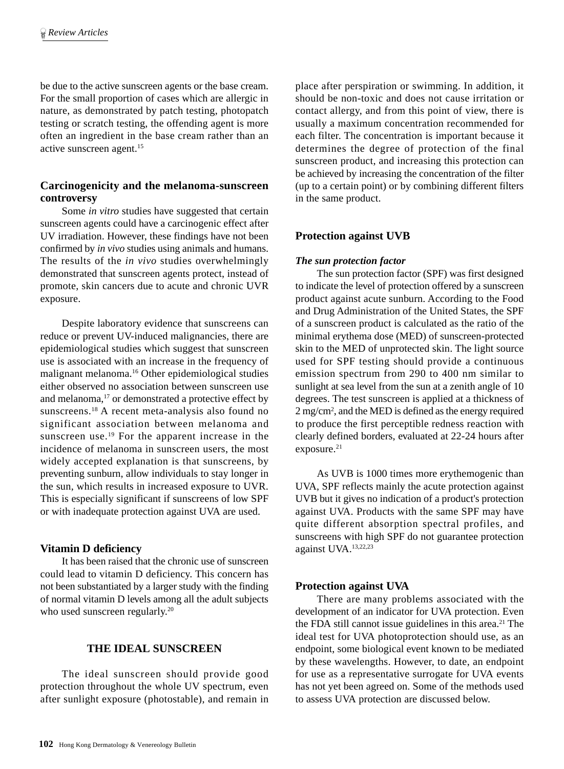be due to the active sunscreen agents or the base cream. For the small proportion of cases which are allergic in nature, as demonstrated by patch testing, photopatch testing or scratch testing, the offending agent is more often an ingredient in the base cream rather than an active sunscreen agent.[15]

### Carcinogenicity and the melanoma-sunscreen controversy

Some *in vitro* studies have suggested that certain sunscreen agents could have a carcinogenic effect after UV irradiation. However, these findings have not been confirmed by *in vivo* studies using animals and humans. The results of the *in vivo* studies overwhelmingly demonstrated that sunscreen agents protect, instead of promote, skin cancers due to acute and chronic UVR exposure.

Despite laboratory evidence that sunscreens can reduce or prevent UV-induced malignancies, there are epidemiological studies which suggest that sunscreen use is associated with an increase in the frequency of malignant melanoma.[16] Other epidemiological studies either observed no association between sunscreen use and melanoma,[17] or demonstrated a protective effect by sunscreens.[18] A recent meta-analysis also found no significant association between melanoma and sunscreen use.[19] For the apparent increase in the incidence of melanoma in sunscreen users, the most widely accepted explanation is that sunscreens, by preventing sunburn, allow individuals to stay longer in the sun, which results in increased exposure to UVR. This is especially significant if sunscreens of low SPF or with inadequate protection against UVA are used.

### Vitamin D deficiency

It has been raised that the chronic use of sunscreen could lead to vitamin D deficiency. This concern has not been substantiated by a larger study with the finding of normal vitamin D levels among all the adult subjects who used sunscreen regularly.[20]

## THE IDEAL SUNSCREEN

The ideal sunscreen should provide good protection throughout the whole UV spectrum, even after sunlight exposure (photostable), and remain in place after perspiration or swimming. In addition, it should be non-toxic and does not cause irritation or contact allergy, and from this point of view, there is usually a maximum concentration recommended for each filter. The concentration is important because it determines the degree of protection of the final sunscreen product, and increasing this protection can be achieved by increasing the concentration of the filter (up to a certain point) or by combining different filters in the same product.

### Protection against UVB

#### *The sun protection factor*

The sun protection factor (SPF) was first designed to indicate the level of protection offered by a sunscreen product against acute sunburn. According to the Food and Drug Administration of the United States, the SPF of a sunscreen product is calculated as the ratio of the minimal erythema dose (MED) of sunscreen-protected skin to the MED of unprotected skin. The light source used for SPF testing should provide a continuous emission spectrum from 290 to 400 nm similar to sunlight at sea level from the sun at a zenith angle of 10 degrees. The test sunscreen is applied at a thickness of 2 mg/cm$^2$, and the MED is defined as the energy required to produce the first perceptible redness reaction with clearly defined borders, evaluated at 22-24 hours after exposure.[21]

As UVB is 1000 times more erythemogenic than UVA, SPF reflects mainly the acute protection against UVB but it gives no indication of a product's protection against UVA. Products with the same SPF may have quite different absorption spectral profiles, and sunscreens with high SPF do not guarantee protection against UVA.[13,22,23]

### Protection against UVA

There are many problems associated with the development of an indicator for UVA protection. Even the FDA still cannot issue guidelines in this area.[21] The ideal test for UVA photoprotection should use, as an endpoint, some biological event known to be mediated by these wavelengths. However, to date, an endpoint for use as a representative surrogate for UVA events has not yet been agreed on. Some of the methods used to assess UVA protection are discussed below.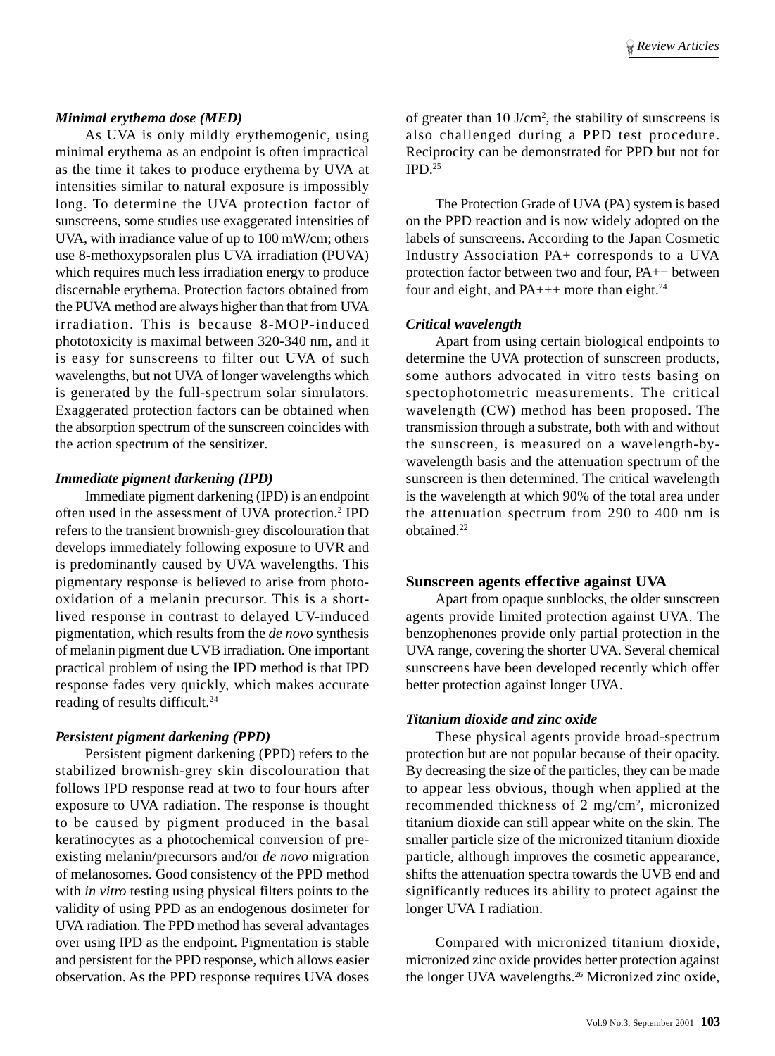### *Minimal erythema dose (MED)*

As UVA is only mildly erythemogenic, using minimal erythema as an endpoint is often impractical as the time it takes to produce erythema by UVA at intensities similar to natural exposure is impossibly long. To determine the UVA protection factor of sunscreens, some studies use exaggerated intensities of UVA, with irradiance value of up to 100 mW/cm; others use 8-methoxypsoralen plus UVA irradiation (PUVA) which requires much less irradiation energy to produce discernable erythema. Protection factors obtained from the PUVA method are always higher than that from UVA irradiation. This is because 8-MOP-induced phototoxicity is maximal between 320-340 nm, and it is easy for sunscreens to filter out UVA of such wavelengths, but not UVA of longer wavelengths which is generated by the full-spectrum solar simulators. Exaggerated protection factors can be obtained when the absorption spectrum of the sunscreen coincides with the action spectrum of the sensitizer.

### *Immediate pigment darkening (IPD)*

Immediate pigment darkening (IPD) is an endpoint often used in the assessment of UVA protection.[2] IPD refers to the transient brownish-grey discolouration that develops immediately following exposure to UVR and is predominantly caused by UVA wavelengths. This pigmentary response is believed to arise from photo-oxidation of a melanin precursor. This is a short-lived response in contrast to delayed UV-induced pigmentation, which results from the *de novo* synthesis of melanin pigment due UVB irradiation. One important practical problem of using the IPD method is that IPD response fades very quickly, which makes accurate reading of results difficult.[24]

### *Persistent pigment darkening (PPD)*

Persistent pigment darkening (PPD) refers to the stabilized brownish-grey skin discolouration that follows IPD response read at two to four hours after exposure to UVA radiation. The response is thought to be caused by pigment produced in the basal keratinocytes as a photochemical conversion of pre-existing melanin/precursors and/or *de novo* migration of melanosomes. Good consistency of the PPD method with *in vitro* testing using physical filters points to the validity of using PPD as an endogenous dosimeter for UVA radiation. The PPD method has several advantages over using IPD as the endpoint. Pigmentation is stable and persistent for the PPD response, which allows easier observation. As the PPD response requires UVA doses of greater than 10 J/cm$^2$, the stability of sunscreens is also challenged during a PPD test procedure. Reciprocity can be demonstrated for PPD but not for IPD.[25]

The Protection Grade of UVA (PA) system is based on the PPD reaction and is now widely adopted on the labels of sunscreens. According to the Japan Cosmetic Industry Association PA+ corresponds to a UVA protection factor between two and four, PA++ between four and eight, and PA+++ more than eight.[24]

### *Critical wavelength*

Apart from using certain biological endpoints to determine the UVA protection of sunscreen products, some authors advocated in vitro tests basing on spectophotometric measurements. The critical wavelength (CW) method has been proposed. The transmission through a substrate, both with and without the sunscreen, is measured on a wavelength-by-wavelength basis and the attenuation spectrum of the sunscreen is then determined. The critical wavelength is the wavelength at which 90% of the total area under the attenuation spectrum from 290 to 400 nm is obtained.[22]

## Sunscreen agents effective against UVA

Apart from opaque sunblocks, the older sunscreen agents provide limited protection against UVA. The benzophenones provide only partial protection in the UVA range, covering the shorter UVA. Several chemical sunscreens have been developed recently which offer better protection against longer UVA.

### *Titanium dioxide and zinc oxide*

These physical agents provide broad-spectrum protection but are not popular because of their opacity. By decreasing the size of the particles, they can be made to appear less obvious, though when applied at the recommended thickness of 2 mg/cm$^2$, micronized titanium dioxide can still appear white on the skin. The smaller particle size of the micronized titanium dioxide particle, although improves the cosmetic appearance, shifts the attenuation spectra towards the UVB end and significantly reduces its ability to protect against the longer UVA I radiation.

Compared with micronized titanium dioxide, micronized zinc oxide provides better protection against the longer UVA wavelengths.[26] Micronized zinc oxide,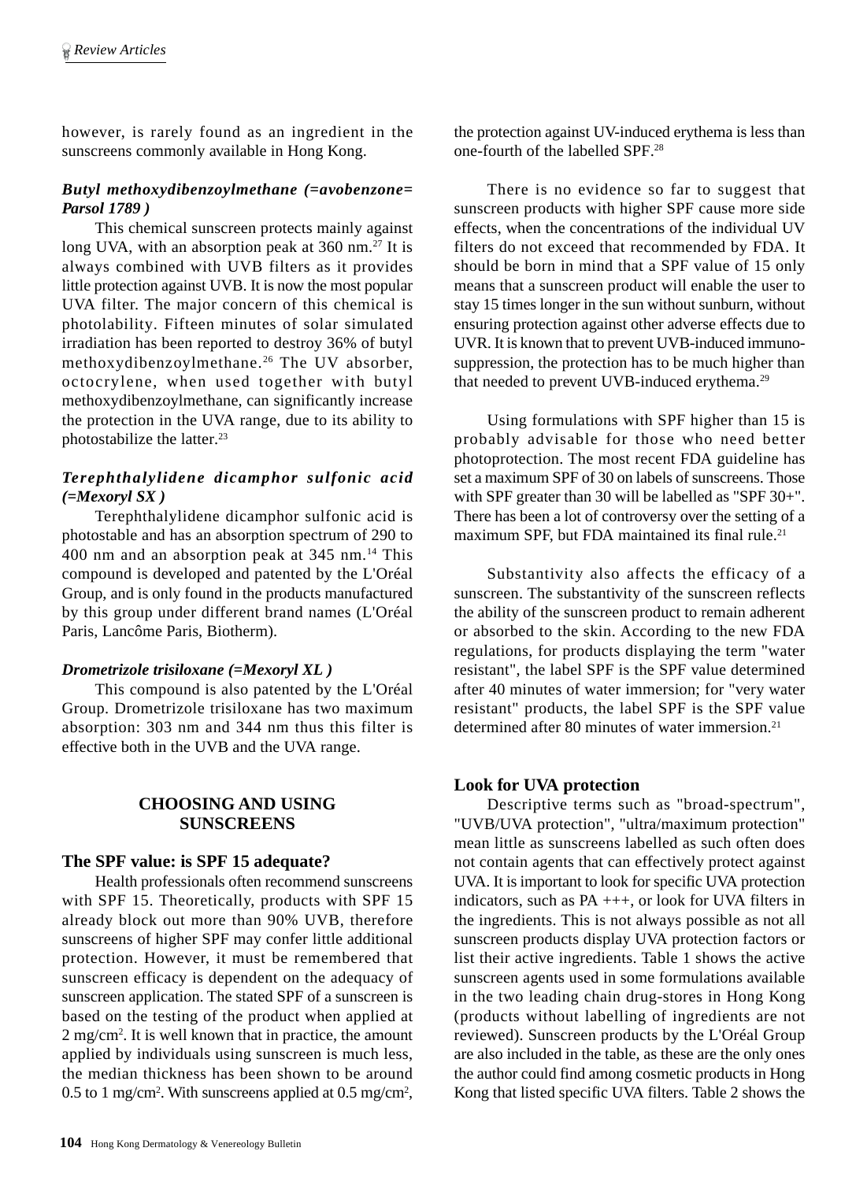however, is rarely found as an ingredient in the sunscreens commonly available in Hong Kong.

### *Butyl methoxydibenzoylmethane (=avobenzone= Parsol 1789 )*

This chemical sunscreen protects mainly against long UVA, with an absorption peak at 360 nm.[27] It is always combined with UVB filters as it provides little protection against UVB. It is now the most popular UVA filter. The major concern of this chemical is photolability. Fifteen minutes of solar simulated irradiation has been reported to destroy 36% of butyl methoxydibenzoylmethane.[26] The UV absorber, octocrylene, when used together with butyl methoxydibenzoylmethane, can significantly increase the protection in the UVA range, due to its ability to photostabilize the latter.[23]

### *Terephthalylidene dicamphor sulfonic acid (=Mexoryl SX )*

Terephthalylidene dicamphor sulfonic acid is photostable and has an absorption spectrum of 290 to 400 nm and an absorption peak at 345 nm.[14] This compound is developed and patented by the L'Oréal Group, and is only found in the products manufactured by this group under different brand names (L'Oréal Paris, Lancôme Paris, Biotherm).

### *Drometrizole trisiloxane (=Mexoryl XL )*

This compound is also patented by the L'Oréal Group. Drometrizole trisiloxane has two maximum absorption: 303 nm and 344 nm thus this filter is effective both in the UVB and the UVA range.

## CHOOSING AND USING SUNSCREENS

### The SPF value: is SPF 15 adequate?

Health professionals often recommend sunscreens with SPF 15. Theoretically, products with SPF 15 already block out more than 90% UVB, therefore sunscreens of higher SPF may confer little additional protection. However, it must be remembered that sunscreen efficacy is dependent on the adequacy of sunscreen application. The stated SPF of a sunscreen is based on the testing of the product when applied at 2 mg/cm$^2$. It is well known that in practice, the amount applied by individuals using sunscreen is much less, the median thickness has been shown to be around 0.5 to 1 mg/cm$^2$. With sunscreens applied at 0.5 mg/cm$^2$, the protection against UV-induced erythema is less than one-fourth of the labelled SPF.[28]

There is no evidence so far to suggest that sunscreen products with higher SPF cause more side effects, when the concentrations of the individual UV filters do not exceed that recommended by FDA. It should be born in mind that a SPF value of 15 only means that a sunscreen product will enable the user to stay 15 times longer in the sun without sunburn, without ensuring protection against other adverse effects due to UVR. It is known that to prevent UVB-induced immuno-suppression, the protection has to be much higher than that needed to prevent UVB-induced erythema.[29]

Using formulations with SPF higher than 15 is probably advisable for those who need better photoprotection. The most recent FDA guideline has set a maximum SPF of 30 on labels of sunscreens. Those with SPF greater than 30 will be labelled as "SPF 30+". There has been a lot of controversy over the setting of a maximum SPF, but FDA maintained its final rule.[21]

Substantivity also affects the efficacy of a sunscreen. The substantivity of the sunscreen reflects the ability of the sunscreen product to remain adherent or absorbed to the skin. According to the new FDA regulations, for products displaying the term "water resistant", the label SPF is the SPF value determined after 40 minutes of water immersion; for "very water resistant" products, the label SPF is the SPF value determined after 80 minutes of water immersion.[21]

### Look for UVA protection

Descriptive terms such as "broad-spectrum", "UVB/UVA protection", "ultra/maximum protection" mean little as sunscreens labelled as such often does not contain agents that can effectively protect against UVA. It is important to look for specific UVA protection indicators, such as PA +++, or look for UVA filters in the ingredients. This is not always possible as not all sunscreen products display UVA protection factors or list their active ingredients. Table 1 shows the active sunscreen agents used in some formulations available in the two leading chain drug-stores in Hong Kong (products without labelling of ingredients are not reviewed). Sunscreen products by the L'Oréal Group are also included in the table, as these are the only ones the author could find among cosmetic products in Hong Kong that listed specific UVA filters. Table 2 shows the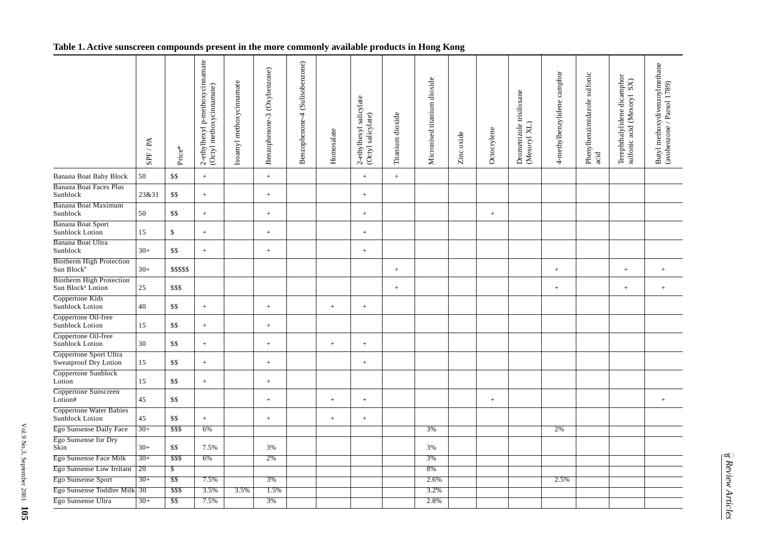**Table 1. Active sunscreen compounds present in the more commonly available products in Hong Kong**

| | SPF / PA | Price* | 2-ethylhexyl p-methoxycinnamate (Octyl methoxycinnamate) | Isoamyl methoxycinnamate | Benzophenone-3 (Oxybenzone) | Benzophenone-4 (Sulisobenzone) | Homosalate | 2-ethylhexyl salicylate (Octyl salicylate) | Titanium dioxide | Micronised titanium dioxide | Zinc oxide | Octocrylene | Drometrizole trisiloxane (Mexoryl XL) | 4-methylbenzylidene camphor | Phenylbenzimidazole sulfonic acid | Terephthalylidene dicamphor sulfonic acid (Mexoryl SX) | Butyl methoxydivenzoylmethane (avobenzone / Parsol 1789) |
|---|---|---|---|---|---|---|---|---|---|---|---|---|---|---|---|---|---|
| Banana Boat Baby Block | 50 | $$ | + | | + | | | + | + | | | | | | | | |
| Banana Boat Faces Plus Sunblock | 23&31 | $$ | + | | + | | | + | | | | | | | | | |
| Banana Boat Maximum Sunblock | 50 | $$ | + | | + | | | + | | | | + | | | | | |
| Banana Boat Sport Sunblock Lotion | 15 | $ | + | | + | | | + | | | | | | | | | |
| Banana Boat Ultra Sunblock | 30+ | $$ | + | | + | | | + | | | | | | | | | |
| Biotherm High Protection Sun Block[#] | 30+ | $$$$$ | | | | | | | + | | | | | + | | + | + |
| Biotherm High Protection Sun Block[#] Lotion | 25 | $$$ | | | | | | | + | | | | | + | | + | + |
| Coppertone Kids Sunblock Lotion | 40 | $$ | + | | + | | + | + | | | | | | | | | |
| Coppertone Oil-free Sunblock Lotion | 15 | $$ | + | | + | | | | | | | | | | | | |
| Coppertone Oil-free Sunblock Lotion | 30 | $$ | + | | + | | + | + | | | | | | | | | |
| Coppertone Sport Ultra Sweatproof Dry Lotion | 15 | $$ | + | | + | | | + | | | | | | | | | |
| Coppertone Sunblock Lotion | 15 | $$ | + | | + | | | | | | | | | | | | |
| Coppertone Sunscreen Lotion# | 45 | $$ | | | + | | + | + | | | | + | | | | | + |
| Coppertone Water Babies Sunblock Lotion | 45 | $$ | + | | + | | + | + | | | | | | | | | |
| Ego Sunsense Daily Face | 30+ | $$$ | 6% | | | | | | | 3% | | | | 2% | | | |
| Ego Sunsense for Dry Skin | 30+ | $$ | 7.5% | | 3% | | | | | 3% | | | | | | | |
| Ego Sunsense Face Milk | 30+ | $$$ | 6% | | 2% | | | | | 3% | | | | | | | |
| Ego Sunsense Low Irritant | 20 | $ | | | | | | | | 8% | | | | | | | |
| Ego Sunsense Sport | 30+ | $$ | 7.5% | | 3% | | | | | 2.6% | | | | 2.5% | | | |
| Ego Sunsense Toddler Milk | 30 | $$$ | 3.5% | 3.5% | 1.5% | | | | | 3.2% | | | | | | | |
| Ego Sunsense Ultra | 30+ | $$ | 7.5% | | 3% | | | | | 2.8% | | | | | | | |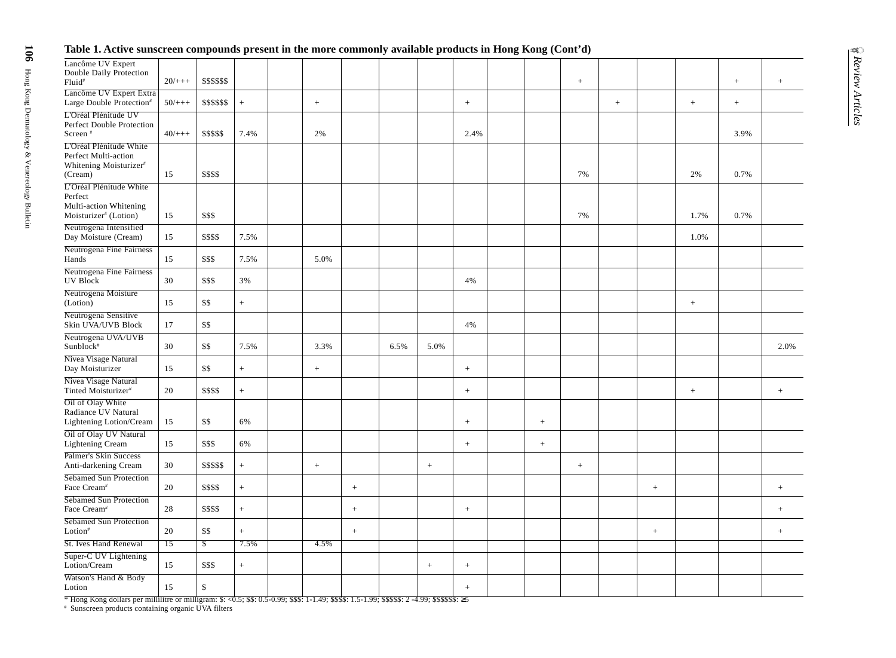**Table 1. Active sunscreen compounds present in the more commonly available products in Hong Kong (Cont'd)**

| | | | | | | | | | | | | | | | | | |
|---|---|---|---|---|---|---|---|---|---|---|---|---|---|---|---|---|---|
| Lancôme UV Expert Double Daily Protection Fluid# | 20/+++ | $$$$$$ | | | | | | | | | | + | | | | + | + |
| Lancôme UV Expert Extra Large Double Protection# | 50/+++ | $$$$$$ | + | | + | | | | + | | | | + | | + | + | |
| L'Oréal Plénitude UV Perfect Double Protection Screen # | 40/+++ | $$$$$ | 7.4% | | 2% | | | | 2.4% | | | | | | | 3.9% | |
| L'Oréal Plénitude White Perfect Multi-action Whitening Moisturizer# (Cream) | 15 | $$$$ | | | | | | | | | | 7% | | | 2% | 0.7% | |
| L'Oréal Plénitude White Perfect Multi-action Whitening Moisturizer# (Lotion) | 15 | $$$ | | | | | | | | | | 7% | | | 1.7% | 0.7% | |
| Neutrogena Intensified Day Moisture (Cream) | 15 | $$$$ | 7.5% | | | | | | | | | | | | 1.0% | | |
| Neutrogena Fine Fairness Hands | 15 | $$$ | 7.5% | | 5.0% | | | | | | | | | | | | |
| Neutrogena Fine Fairness UV Block | 30 | $$$ | 3% | | | | | | 4% | | | | | | | | |
| Neutrogena Moisture (Lotion) | 15 | $$ | + | | | | | | | | | | | | + | | |
| Neutrogena Sensitive Skin UVA/UVB Block | 17 | $$ | | | | | | | 4% | | | | | | | | |
| Neutrogena UVA/UVB Sunblock# | 30 | $$ | 7.5% | | 3.3% | | 6.5% | 5.0% | | | | | | | | | 2.0% |
| Nivea Visage Natural Day Moisturizer | 15 | $$ | + | | + | | | | + | | | | | | | | |
| Nivea Visage Natural Tinted Moisturizer# | 20 | $$$$ | + | | | | | | + | | | | | | + | | + |
| Oil of Olay White Radiance UV Natural Lightening Lotion/Cream | 15 | $$ | 6% | | | | | | + | | + | | | | | | |
| Oil of Olay UV Natural Lightening Cream | 15 | $$$ | 6% | | | | | | + | | + | | | | | | |
| Palmer's Skin Success Anti-darkening Cream | 30 | $$$$$ | + | | + | | | + | | | | + | | | | | |
| Sebamed Sun Protection Face Cream# | 20 | $$$$ | + | | | + | | | | | | | | + | | | + |
| Sebamed Sun Protection Face Cream# | 28 | $$$$ | + | | | + | | | + | | | | | | | | + |
| Sebamed Sun Protection Lotion# | 20 | $$ | + | | | + | | | | | | | | + | | | + |
| St. Ives Hand Renewal | 15 | $ | 7.5% | | 4.5% | | | | | | | | | | | | |
| Super-C UV Lightening Lotion/Cream | 15 | $$$ | + | | | | | + | + | | | | | | | | |
| Watson's Hand & Body Lotion | 15 | $ | | | | | | | + | | | | | | | | |

* Hong Kong dollars per millilitre or milligram: $: <0.5; $$: 0.5-0.99; $$$: 1-1.49; $$$$: 1.5-1.99; $$$$$: 2 -4.99; $$$$$$: ≥5

# Sunscreen products containing organic UVA filters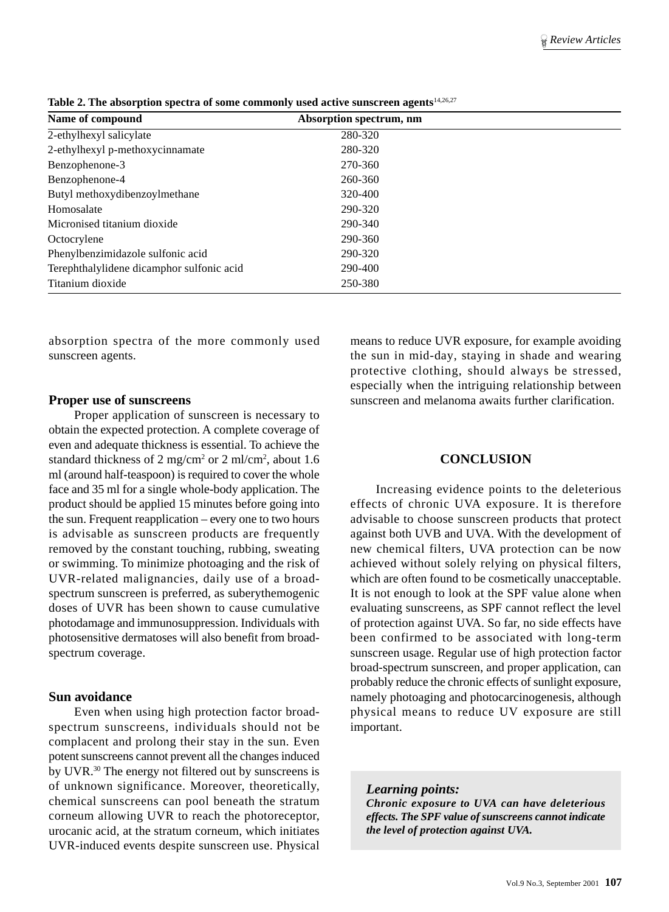**Table 2. The absorption spectra of some commonly used active sunscreen agents**[14,26,27]

| Name of compound | Absorption spectrum, nm |
|---|---|
| 2-ethylhexyl salicylate | 280-320 |
| 2-ethylhexyl p-methoxycinnamate | 280-320 |
| Benzophenone-3 | 270-360 |
| Benzophenone-4 | 260-360 |
| Butyl methoxydibenzoylmethane | 320-400 |
| Homosalate | 290-320 |
| Micronised titanium dioxide | 290-340 |
| Octocrylene | 290-360 |
| Phenylbenzimidazole sulfonic acid | 290-320 |
| Terephthalylidene dicamphor sulfonic acid | 290-400 |
| Titanium dioxide | 250-380 |

absorption spectra of the more commonly used sunscreen agents.

### Proper use of sunscreens

Proper application of sunscreen is necessary to obtain the expected protection. A complete coverage of even and adequate thickness is essential. To achieve the standard thickness of 2 $mg/cm^2$ or 2 $ml/cm^2$, about 1.6 ml (around half-teaspoon) is required to cover the whole face and 35 ml for a single whole-body application. The product should be applied 15 minutes before going into the sun. Frequent reapplication – every one to two hours is advisable as sunscreen products are frequently removed by the constant touching, rubbing, sweating or swimming. To minimize photoaging and the risk of UVR-related malignancies, daily use of a broad-spectrum sunscreen is preferred, as suberythemogenic doses of UVR has been shown to cause cumulative photodamage and immunosuppression. Individuals with photosensitive dermatoses will also benefit from broad-spectrum coverage.

### Sun avoidance

Even when using high protection factor broad-spectrum sunscreens, individuals should not be complacent and prolong their stay in the sun. Even potent sunscreens cannot prevent all the changes induced by UVR.[30] The energy not filtered out by sunscreens is of unknown significance. Moreover, theoretically, chemical sunscreens can pool beneath the stratum corneum allowing UVR to reach the photoreceptor, urocanic acid, at the stratum corneum, which initiates UVR-induced events despite sunscreen use. Physical means to reduce UVR exposure, for example avoiding the sun in mid-day, staying in shade and wearing protective clothing, should always be stressed, especially when the intriguing relationship between sunscreen and melanoma awaits further clarification.

## CONCLUSION

Increasing evidence points to the deleterious effects of chronic UVA exposure. It is therefore advisable to choose sunscreen products that protect against both UVB and UVA. With the development of new chemical filters, UVA protection can be now achieved without solely relying on physical filters, which are often found to be cosmetically unacceptable. It is not enough to look at the SPF value alone when evaluating sunscreens, as SPF cannot reflect the level of protection against UVA. So far, no side effects have been confirmed to be associated with long-term sunscreen usage. Regular use of high protection factor broad-spectrum sunscreen, and proper application, can probably reduce the chronic effects of sunlight exposure, namely photoaging and photocarcinogenesis, although physical means to reduce UV exposure are still important.

> ***Learning points:***
> ***Chronic exposure to UVA can have deleterious effects. The SPF value of sunscreens cannot indicate the level of protection against UVA.***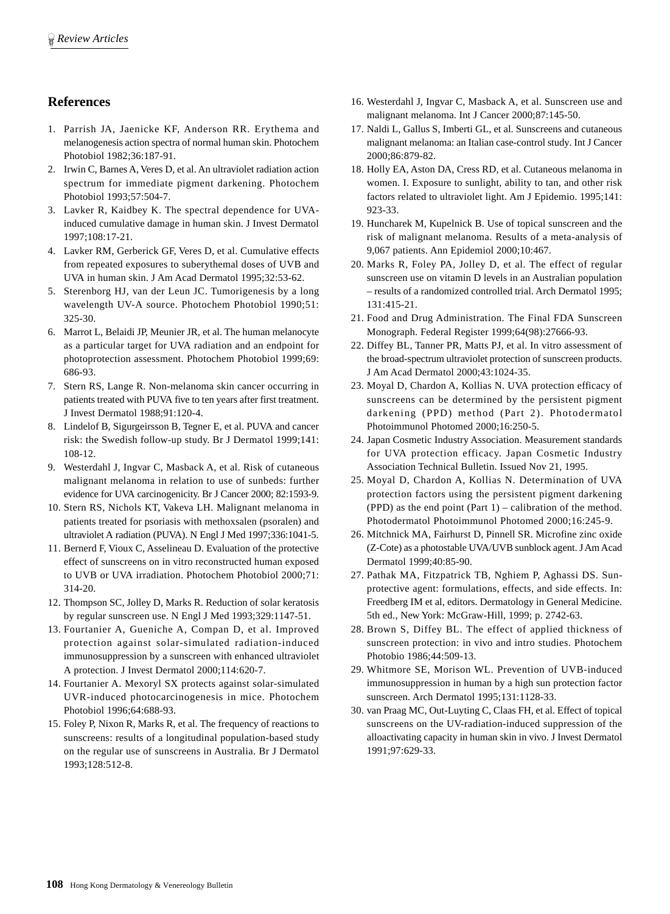## References

1. Parrish JA, Jaenicke KF, Anderson RR. Erythema and melanogenesis action spectra of normal human skin. Photochem Photobiol 1982;36:187-91.
2. Irwin C, Barnes A, Veres D, et al. An ultraviolet radiation action spectrum for immediate pigment darkening. Photochem Photobiol 1993;57:504-7.
3. Lavker R, Kaidbey K. The spectral dependence for UVA-induced cumulative damage in human skin. J Invest Dermatol 1997;108:17-21.
4. Lavker RM, Gerberick GF, Veres D, et al. Cumulative effects from repeated exposures to suberythemal doses of UVB and UVA in human skin. J Am Acad Dermatol 1995;32:53-62.
5. Sterenborg HJ, van der Leun JC. Tumorigenesis by a long wavelength UV-A source. Photochem Photobiol 1990;51: 325-30.
6. Marrot L, Belaidi JP, Meunier JR, et al. The human melanocyte as a particular target for UVA radiation and an endpoint for photoprotection assessment. Photochem Photobiol 1999;69: 686-93.
7. Stern RS, Lange R. Non-melanoma skin cancer occurring in patients treated with PUVA five to ten years after first treatment. J Invest Dermatol 1988;91:120-4.
8. Lindelof B, Sigurgeirsson B, Tegner E, et al. PUVA and cancer risk: the Swedish follow-up study. Br J Dermatol 1999;141: 108-12.
9. Westerdahl J, Ingvar C, Masback A, et al. Risk of cutaneous malignant melanoma in relation to use of sunbeds: further evidence for UVA carcinogenicity. Br J Cancer 2000; 82:1593-9.
10. Stern RS, Nichols KT, Vakeva LH. Malignant melanoma in patients treated for psoriasis with methoxsalen (psoralen) and ultraviolet A radiation (PUVA). N Engl J Med 1997;336:1041-5.
11. Bernerd F, Vioux C, Asselineau D. Evaluation of the protective effect of sunscreens on in vitro reconstructed human exposed to UVB or UVA irradiation. Photochem Photobiol 2000;71: 314-20.
12. Thompson SC, Jolley D, Marks R. Reduction of solar keratosis by regular sunscreen use. N Engl J Med 1993;329:1147-51.
13. Fourtanier A, Gueniche A, Compan D, et al. Improved protection against solar-simulated radiation-induced immunosuppression by a sunscreen with enhanced ultraviolet A protection. J Invest Dermatol 2000;114:620-7.
14. Fourtanier A. Mexoryl SX protects against solar-simulated UVR-induced photocarcinogenesis in mice. Photochem Photobiol 1996;64:688-93.
15. Foley P, Nixon R, Marks R, et al. The frequency of reactions to sunscreens: results of a longitudinal population-based study on the regular use of sunscreens in Australia. Br J Dermatol 1993;128:512-8.
16. Westerdahl J, Ingvar C, Masback A, et al. Sunscreen use and malignant melanoma. Int J Cancer 2000;87:145-50.
17. Naldi L, Gallus S, Imberti GL, et al. Sunscreens and cutaneous malignant melanoma: an Italian case-control study. Int J Cancer 2000;86:879-82.
18. Holly EA, Aston DA, Cress RD, et al. Cutaneous melanoma in women. I. Exposure to sunlight, ability to tan, and other risk factors related to ultraviolet light. Am J Epidemio. 1995;141: 923-33.
19. Huncharek M, Kupelnick B. Use of topical sunscreen and the risk of malignant melanoma. Results of a meta-analysis of 9,067 patients. Ann Epidemiol 2000;10:467.
20. Marks R, Foley PA, Jolley D, et al. The effect of regular sunscreen use on vitamin D levels in an Australian population – results of a randomized controlled trial. Arch Dermatol 1995; 131:415-21.
21. Food and Drug Administration. The Final FDA Sunscreen Monograph. Federal Register 1999;64(98):27666-93.
22. Diffey BL, Tanner PR, Matts PJ, et al. In vitro assessment of the broad-spectrum ultraviolet protection of sunscreen products. J Am Acad Dermatol 2000;43:1024-35.
23. Moyal D, Chardon A, Kollias N. UVA protection efficacy of sunscreens can be determined by the persistent pigment darkening (PPD) method (Part 2). Photodermatol Photoimmunol Photomed 2000;16:250-5.
24. Japan Cosmetic Industry Association. Measurement standards for UVA protection efficacy. Japan Cosmetic Industry Association Technical Bulletin. Issued Nov 21, 1995.
25. Moyal D, Chardon A, Kollias N. Determination of UVA protection factors using the persistent pigment darkening (PPD) as the end point (Part 1) – calibration of the method. Photodermatol Photoimmunol Photomed 2000;16:245-9.
26. Mitchnick MA, Fairhurst D, Pinnell SR. Microfine zinc oxide (Z-Cote) as a photostable UVA/UVB sunblock agent. J Am Acad Dermatol 1999;40:85-90.
27. Pathak MA, Fitzpatrick TB, Nghiem P, Aghassi DS. Sun-protective agent: formulations, effects, and side effects. In: Freedberg IM et al, editors. Dermatology in General Medicine. 5th ed., New York: McGraw-Hill, 1999; p. 2742-63.
28. Brown S, Diffey BL. The effect of applied thickness of sunscreen protection: in vivo and intro studies. Photochem Photobio 1986;44:509-13.
29. Whitmore SE, Morison WL. Prevention of UVB-induced immunosuppression in human by a high sun protection factor sunscreen. Arch Dermatol 1995;131:1128-33.
30. van Praag MC, Out-Luyting C, Claas FH, et al. Effect of topical sunscreens on the UV-radiation-induced suppression of the alloactivating capacity in human skin in vivo. J Invest Dermatol 1991;97:629-33.